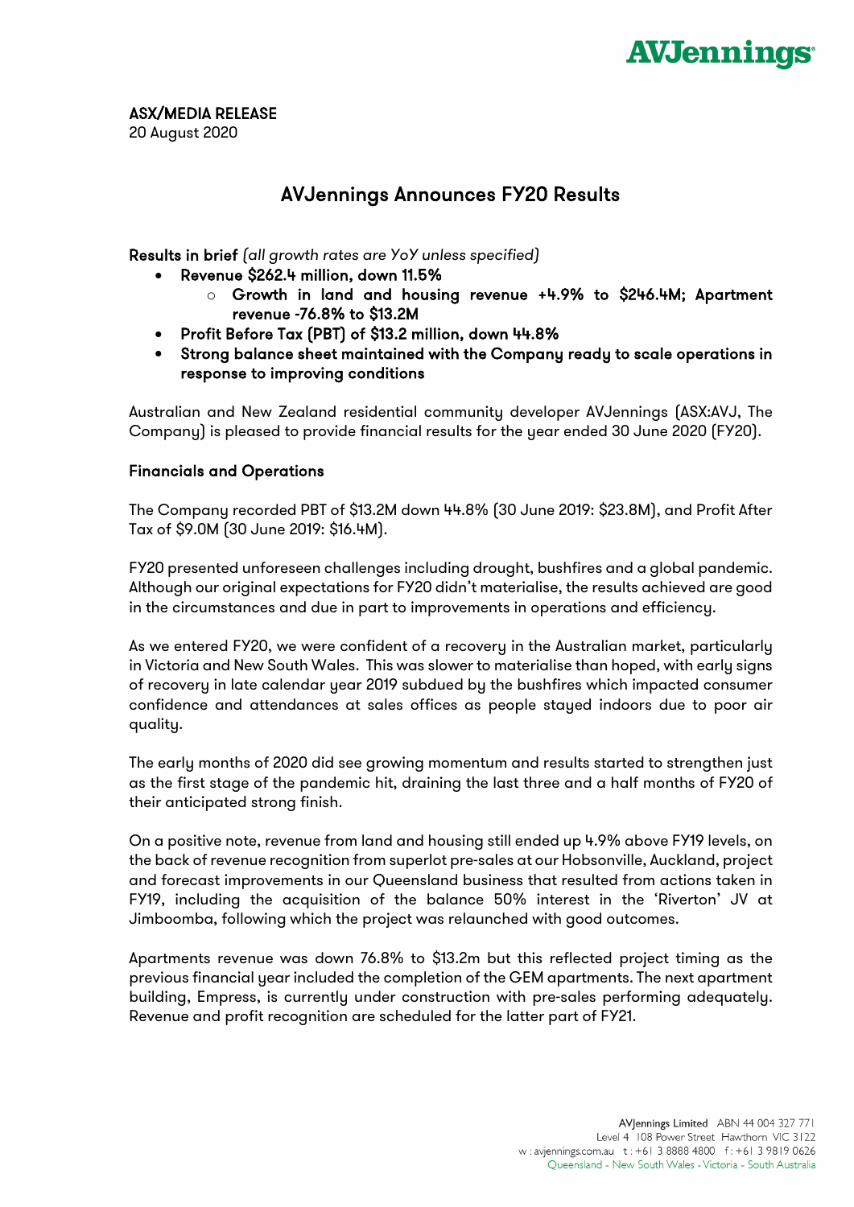**ASX/MEDIA RELEASE**
20 August 2020

# AVJennings Announces FY20 Results

**Results in brief** *(all growth rates are YoY unless specified)*

- **Revenue $262.4 million, down 11.5%**
  - **Growth in land and housing revenue +4.9% to $246.4M; Apartment revenue -76.8% to $13.2M**
- **Profit Before Tax (PBT) of $13.2 million, down 44.8%**
- **Strong balance sheet maintained with the Company ready to scale operations in response to improving conditions**

Australian and New Zealand residential community developer AVJennings (ASX:AVJ, The Company) is pleased to provide financial results for the year ended 30 June 2020 (FY20).

## Financials and Operations

The Company recorded PBT of $13.2M down 44.8% (30 June 2019: $23.8M), and Profit After Tax of $9.0M (30 June 2019: $16.4M).

FY20 presented unforeseen challenges including drought, bushfires and a global pandemic. Although our original expectations for FY20 didn't materialise, the results achieved are good in the circumstances and due in part to improvements in operations and efficiency.

As we entered FY20, we were confident of a recovery in the Australian market, particularly in Victoria and New South Wales. This was slower to materialise than hoped, with early signs of recovery in late calendar year 2019 subdued by the bushfires which impacted consumer confidence and attendances at sales offices as people stayed indoors due to poor air quality.

The early months of 2020 did see growing momentum and results started to strengthen just as the first stage of the pandemic hit, draining the last three and a half months of FY20 of their anticipated strong finish.

On a positive note, revenue from land and housing still ended up 4.9% above FY19 levels, on the back of revenue recognition from superlot pre-sales at our Hobsonville, Auckland, project and forecast improvements in our Queensland business that resulted from actions taken in FY19, including the acquisition of the balance 50% interest in the 'Riverton' JV at Jimboomba, following which the project was relaunched with good outcomes.

Apartments revenue was down 76.8% to $13.2m but this reflected project timing as the previous financial year included the completion of the GEM apartments. The next apartment building, Empress, is currently under construction with pre-sales performing adequately. Revenue and profit recognition are scheduled for the latter part of FY21.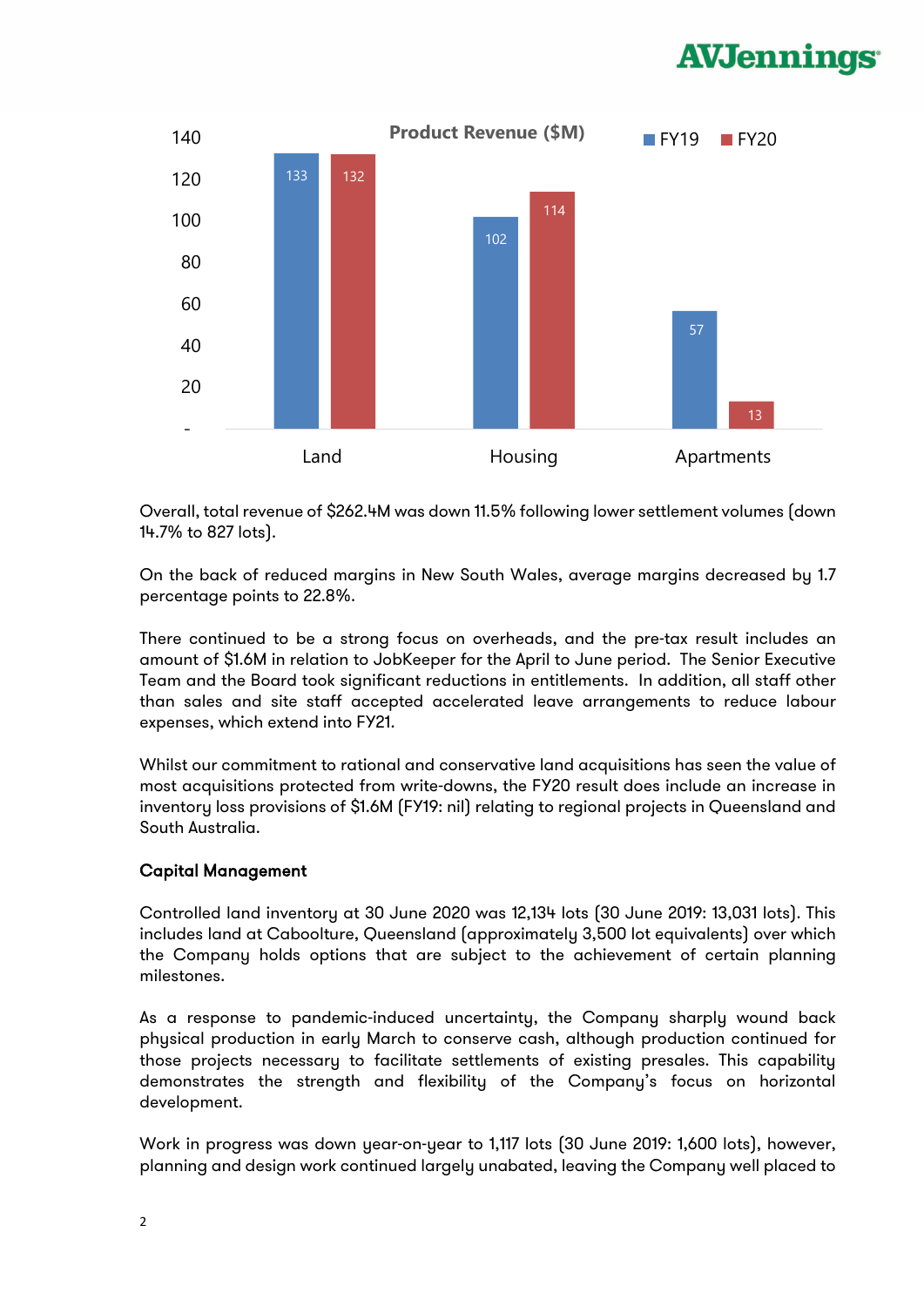**Product Revenue ($M)**

| | FY19 | FY20 |
|---|---|---|
| Land | 133 | 132 |
| Housing | 102 | 114 |
| Apartments | 57 | 13 |

Overall, total revenue of $262.4M was down 11.5% following lower settlement volumes (down 14.7% to 827 lots).

On the back of reduced margins in New South Wales, average margins decreased by 1.7 percentage points to 22.8%.

There continued to be a strong focus on overheads, and the pre-tax result includes an amount of $1.6M in relation to JobKeeper for the April to June period. The Senior Executive Team and the Board took significant reductions in entitlements. In addition, all staff other than sales and site staff accepted accelerated leave arrangements to reduce labour expenses, which extend into FY21.

Whilst our commitment to rational and conservative land acquisitions has seen the value of most acquisitions protected from write-downs, the FY20 result does include an increase in inventory loss provisions of $1.6M (FY19: nil) relating to regional projects in Queensland and South Australia.

**Capital Management**

Controlled land inventory at 30 June 2020 was 12,134 lots (30 June 2019: 13,031 lots). This includes land at Caboolture, Queensland (approximately 3,500 lot equivalents) over which the Company holds options that are subject to the achievement of certain planning milestones.

As a response to pandemic-induced uncertainty, the Company sharply wound back physical production in early March to conserve cash, although production continued for those projects necessary to facilitate settlements of existing presales. This capability demonstrates the strength and flexibility of the Company's focus on horizontal development.

Work in progress was down year-on-year to 1,117 lots (30 June 2019: 1,600 lots), however, planning and design work continued largely unabated, leaving the Company well placed to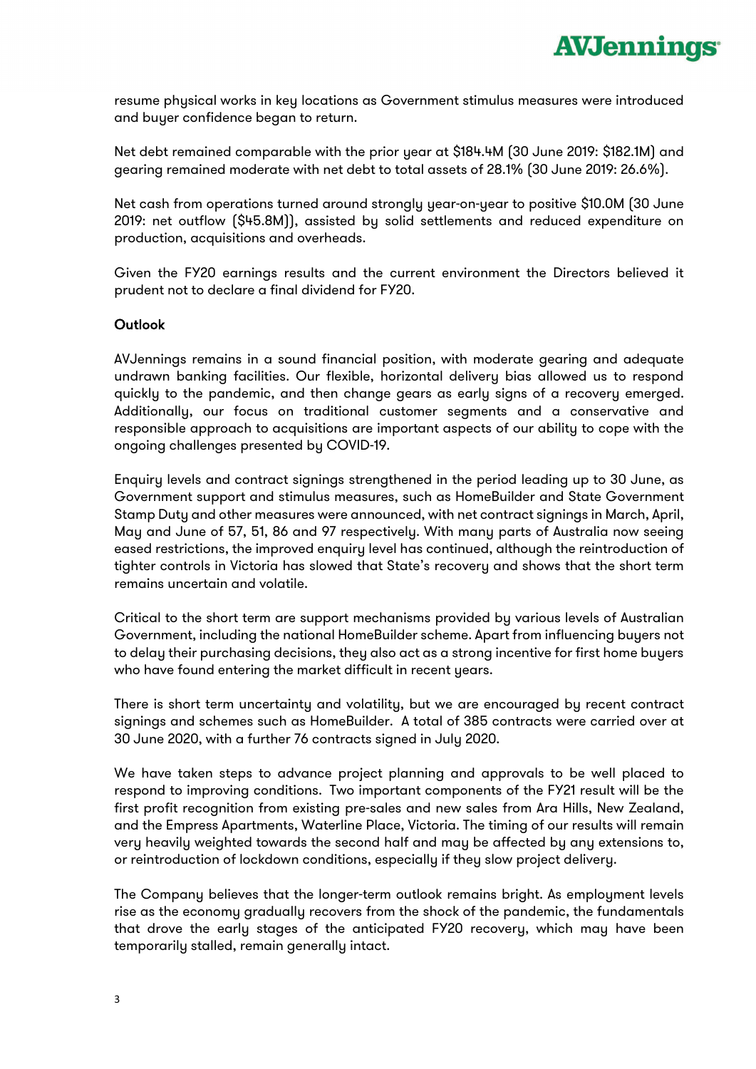resume physical works in key locations as Government stimulus measures were introduced and buyer confidence began to return.

Net debt remained comparable with the prior year at $184.4M (30 June 2019: $182.1M) and gearing remained moderate with net debt to total assets of 28.1% (30 June 2019: 26.6%).

Net cash from operations turned around strongly year-on-year to positive $10.0M (30 June 2019: net outflow ($45.8M)), assisted by solid settlements and reduced expenditure on production, acquisitions and overheads.

Given the FY20 earnings results and the current environment the Directors believed it prudent not to declare a final dividend for FY20.

**Outlook**

AVJennings remains in a sound financial position, with moderate gearing and adequate undrawn banking facilities. Our flexible, horizontal delivery bias allowed us to respond quickly to the pandemic, and then change gears as early signs of a recovery emerged. Additionally, our focus on traditional customer segments and a conservative and responsible approach to acquisitions are important aspects of our ability to cope with the ongoing challenges presented by COVID-19.

Enquiry levels and contract signings strengthened in the period leading up to 30 June, as Government support and stimulus measures, such as HomeBuilder and State Government Stamp Duty and other measures were announced, with net contract signings in March, April, May and June of 57, 51, 86 and 97 respectively. With many parts of Australia now seeing eased restrictions, the improved enquiry level has continued, although the reintroduction of tighter controls in Victoria has slowed that State's recovery and shows that the short term remains uncertain and volatile.

Critical to the short term are support mechanisms provided by various levels of Australian Government, including the national HomeBuilder scheme. Apart from influencing buyers not to delay their purchasing decisions, they also act as a strong incentive for first home buyers who have found entering the market difficult in recent years.

There is short term uncertainty and volatility, but we are encouraged by recent contract signings and schemes such as HomeBuilder. A total of 385 contracts were carried over at 30 June 2020, with a further 76 contracts signed in July 2020.

We have taken steps to advance project planning and approvals to be well placed to respond to improving conditions. Two important components of the FY21 result will be the first profit recognition from existing pre-sales and new sales from Ara Hills, New Zealand, and the Empress Apartments, Waterline Place, Victoria. The timing of our results will remain very heavily weighted towards the second half and may be affected by any extensions to, or reintroduction of lockdown conditions, especially if they slow project delivery.

The Company believes that the longer-term outlook remains bright. As employment levels rise as the economy gradually recovers from the shock of the pandemic, the fundamentals that drove the early stages of the anticipated FY20 recovery, which may have been temporarily stalled, remain generally intact.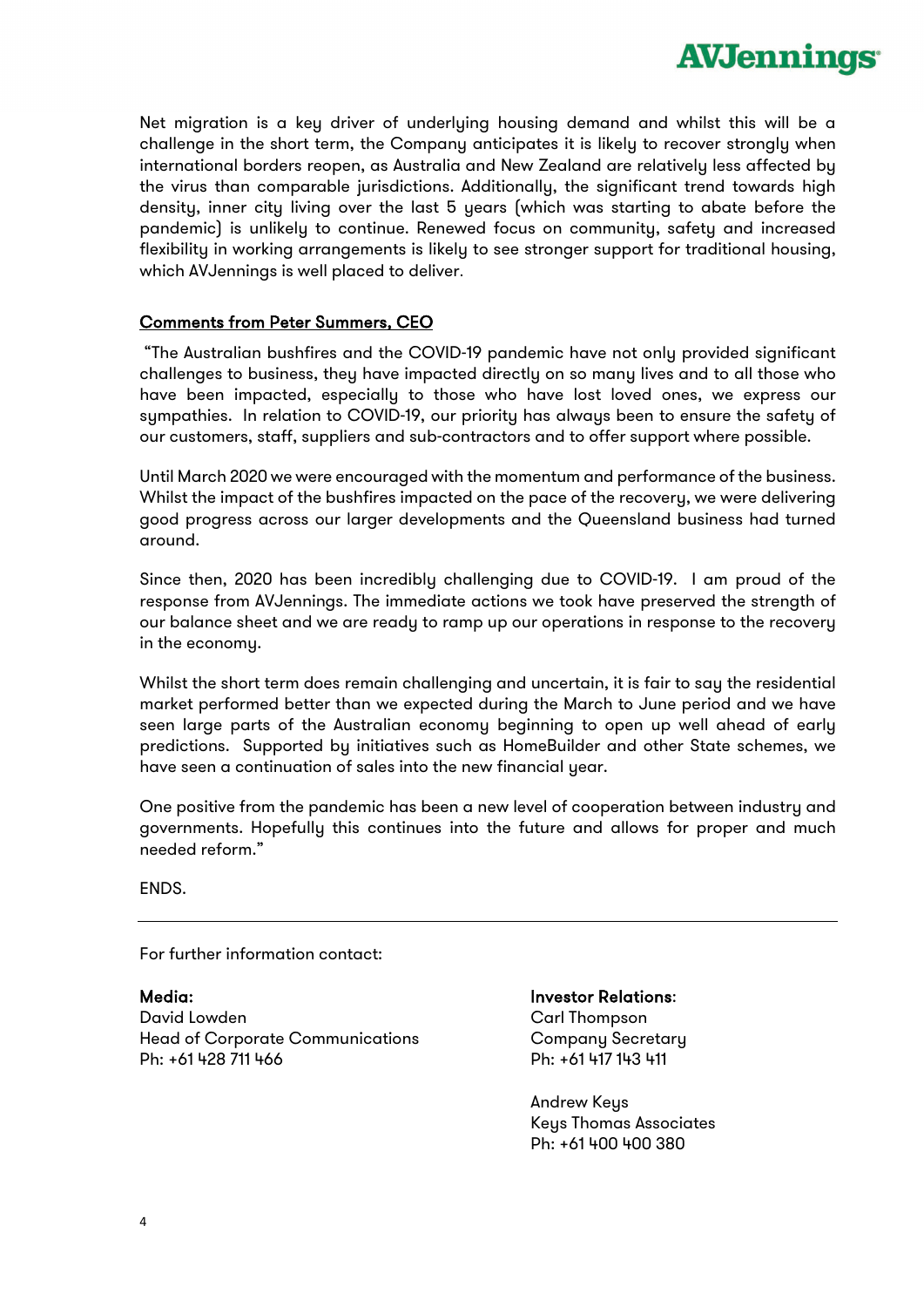Net migration is a key driver of underlying housing demand and whilst this will be a challenge in the short term, the Company anticipates it is likely to recover strongly when international borders reopen, as Australia and New Zealand are relatively less affected by the virus than comparable jurisdictions. Additionally, the significant trend towards high density, inner city living over the last 5 years (which was starting to abate before the pandemic) is unlikely to continue. Renewed focus on community, safety and increased flexibility in working arrangements is likely to see stronger support for traditional housing, which AVJennings is well placed to deliver.

**Comments from Peter Summers, CEO**

"The Australian bushfires and the COVID-19 pandemic have not only provided significant challenges to business, they have impacted directly on so many lives and to all those who have been impacted, especially to those who have lost loved ones, we express our sympathies. In relation to COVID-19, our priority has always been to ensure the safety of our customers, staff, suppliers and sub-contractors and to offer support where possible.

Until March 2020 we were encouraged with the momentum and performance of the business. Whilst the impact of the bushfires impacted on the pace of the recovery, we were delivering good progress across our larger developments and the Queensland business had turned around.

Since then, 2020 has been incredibly challenging due to COVID-19. I am proud of the response from AVJennings. The immediate actions we took have preserved the strength of our balance sheet and we are ready to ramp up our operations in response to the recovery in the economy.

Whilst the short term does remain challenging and uncertain, it is fair to say the residential market performed better than we expected during the March to June period and we have seen large parts of the Australian economy beginning to open up well ahead of early predictions. Supported by initiatives such as HomeBuilder and other State schemes, we have seen a continuation of sales into the new financial year.

One positive from the pandemic has been a new level of cooperation between industry and governments. Hopefully this continues into the future and allows for proper and much needed reform."

ENDS.

---

For further information contact:

**Media:**
David Lowden
Head of Corporate Communications
Ph: +61 428 711 466

**Investor Relations:**
Carl Thompson
Company Secretary
Ph: +61 417 143 411

Andrew Keys
Keys Thomas Associates
Ph: +61 400 400 380